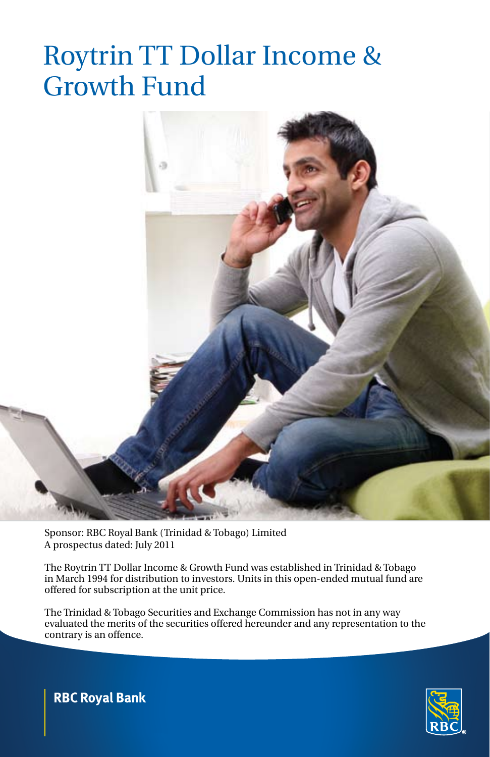# Roytrin TT Dollar Income & Growth Fund

Sponsor: RBC Royal Bank (Trinidad & Tobago) Limited
A prospectus dated: July 2011

The Roytrin TT Dollar Income & Growth Fund was established in Trinidad & Tobago in March 1994 for distribution to investors. Units in this open-ended mutual fund are offered for subscription at the unit price.

The Trinidad & Tobago Securities and Exchange Commission has not in any way evaluated the merits of the securities offered hereunder and any representation to the contrary is an offence.

RBC Royal Bank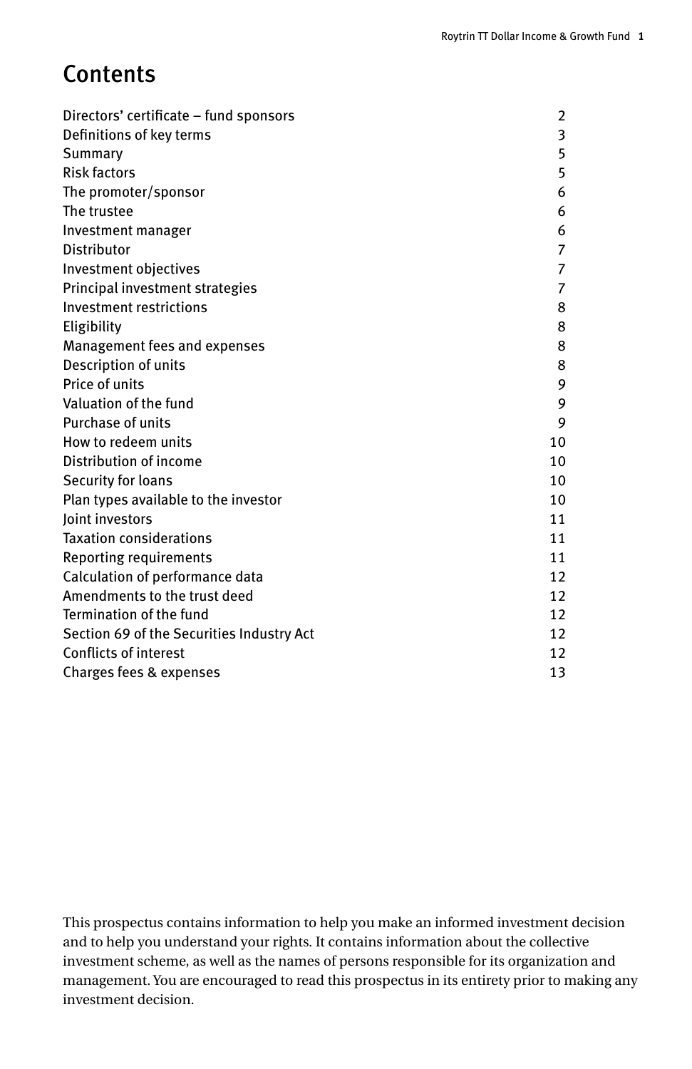# Contents

| | |
|---|---|
| Directors' certificate – fund sponsors | 2 |
| Definitions of key terms | 3 |
| Summary | 5 |
| Risk factors | 5 |
| The promoter/sponsor | 6 |
| The trustee | 6 |
| Investment manager | 6 |
| Distributor | 7 |
| Investment objectives | 7 |
| Principal investment strategies | 7 |
| Investment restrictions | 8 |
| Eligibility | 8 |
| Management fees and expenses | 8 |
| Description of units | 8 |
| Price of units | 9 |
| Valuation of the fund | 9 |
| Purchase of units | 9 |
| How to redeem units | 10 |
| Distribution of income | 10 |
| Security for loans | 10 |
| Plan types available to the investor | 10 |
| Joint investors | 11 |
| Taxation considerations | 11 |
| Reporting requirements | 11 |
| Calculation of performance data | 12 |
| Amendments to the trust deed | 12 |
| Termination of the fund | 12 |
| Section 69 of the Securities Industry Act | 12 |
| Conflicts of interest | 12 |
| Charges fees & expenses | 13 |

This prospectus contains information to help you make an informed investment decision and to help you understand your rights. It contains information about the collective investment scheme, as well as the names of persons responsible for its organization and management. You are encouraged to read this prospectus in its entirety prior to making any investment decision.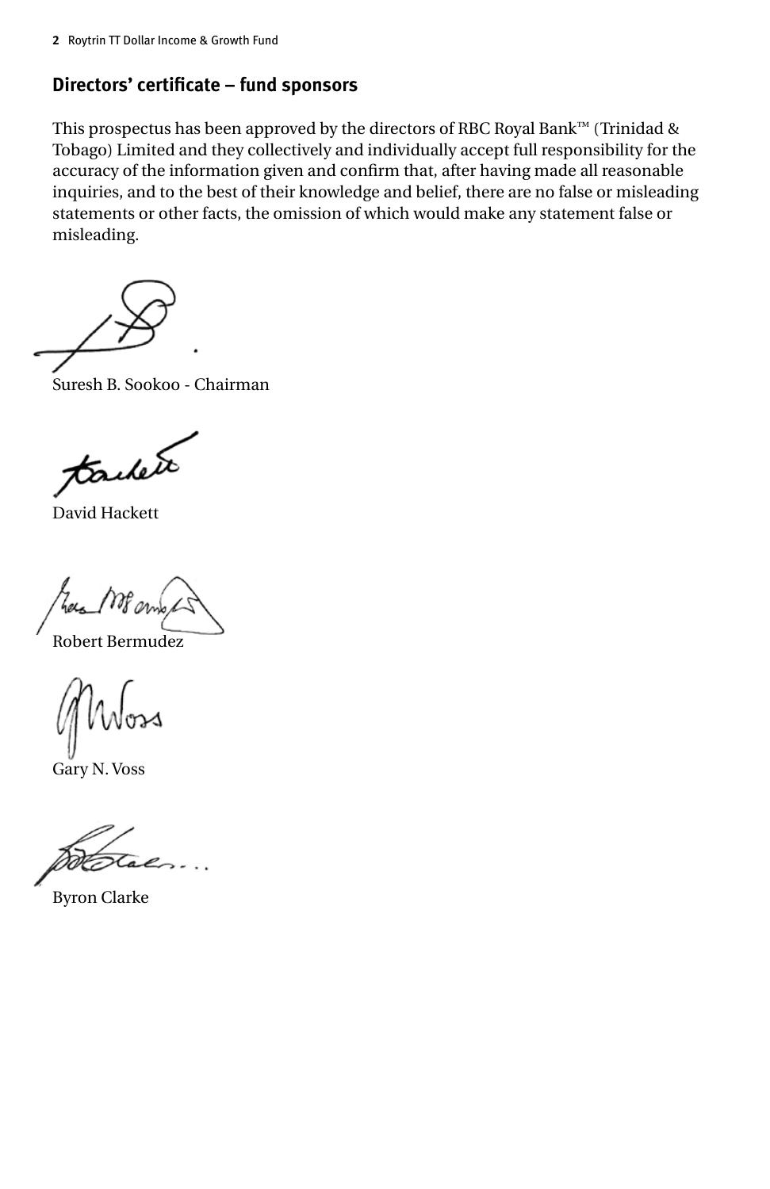## Directors' certificate – fund sponsors

This prospectus has been approved by the directors of RBC Royal Bank™ (Trinidad & Tobago) Limited and they collectively and individually accept full responsibility for the accuracy of the information given and confirm that, after having made all reasonable inquiries, and to the best of their knowledge and belief, there are no false or misleading statements or other facts, the omission of which would make any statement false or misleading.

Suresh B. Sookoo - Chairman

David Hackett

Robert Bermudez

Gary N. Voss

Byron Clarke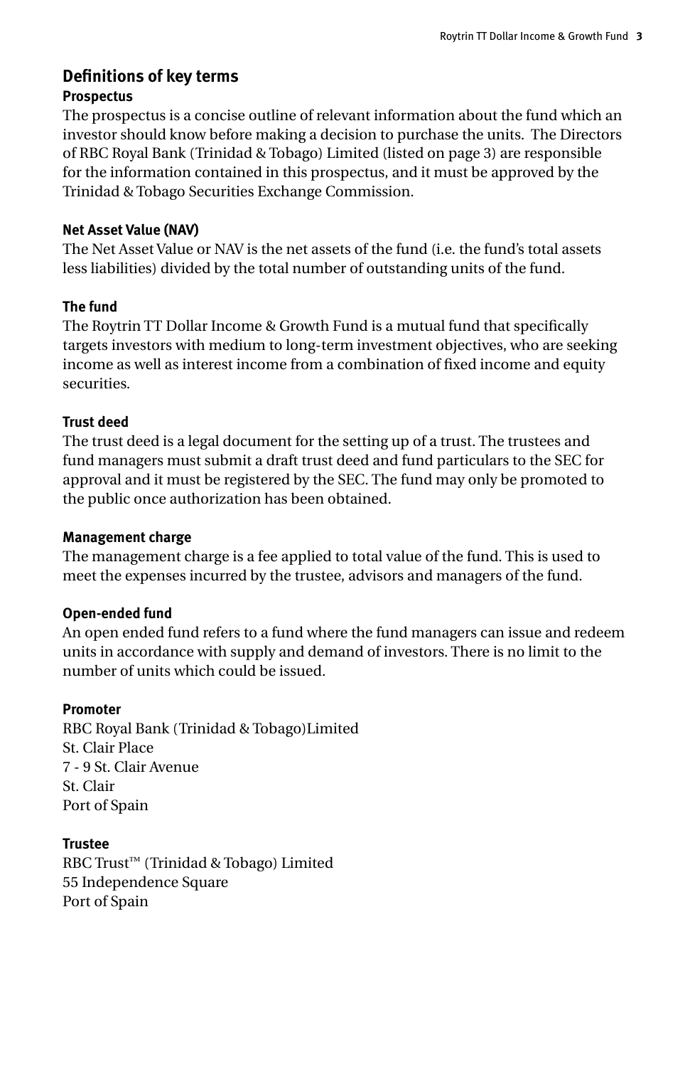## Definitions of key terms

### Prospectus

The prospectus is a concise outline of relevant information about the fund which an investor should know before making a decision to purchase the units. The Directors of RBC Royal Bank (Trinidad & Tobago) Limited (listed on page 3) are responsible for the information contained in this prospectus, and it must be approved by the Trinidad & Tobago Securities Exchange Commission.

### Net Asset Value (NAV)

The Net Asset Value or NAV is the net assets of the fund (i.e. the fund's total assets less liabilities) divided by the total number of outstanding units of the fund.

### The fund

The Roytrin TT Dollar Income & Growth Fund is a mutual fund that specifically targets investors with medium to long-term investment objectives, who are seeking income as well as interest income from a combination of fixed income and equity securities.

### Trust deed

The trust deed is a legal document for the setting up of a trust. The trustees and fund managers must submit a draft trust deed and fund particulars to the SEC for approval and it must be registered by the SEC. The fund may only be promoted to the public once authorization has been obtained.

### Management charge

The management charge is a fee applied to total value of the fund. This is used to meet the expenses incurred by the trustee, advisors and managers of the fund.

### Open-ended fund

An open ended fund refers to a fund where the fund managers can issue and redeem units in accordance with supply and demand of investors. There is no limit to the number of units which could be issued.

### Promoter

RBC Royal Bank (Trinidad & Tobago)Limited
St. Clair Place
7 - 9 St. Clair Avenue
St. Clair
Port of Spain

### Trustee

RBC Trust™ (Trinidad & Tobago) Limited
55 Independence Square
Port of Spain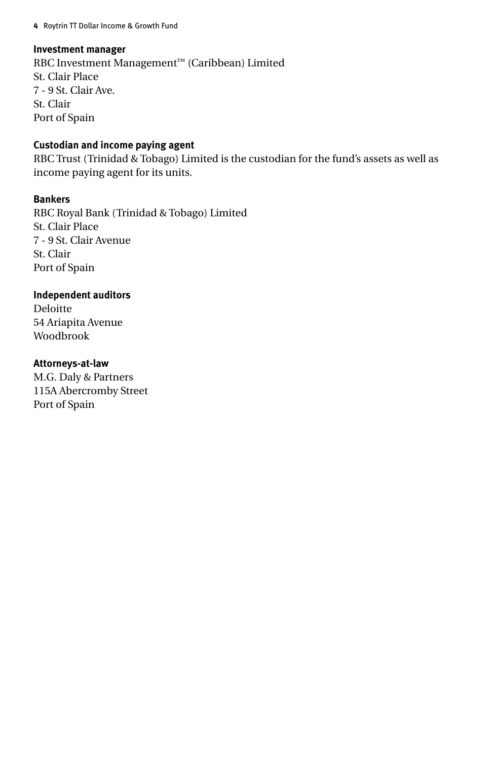**Investment manager**

RBC Investment Management™ (Caribbean) Limited
St. Clair Place
7 - 9 St. Clair Ave.
St. Clair
Port of Spain

**Custodian and income paying agent**

RBC Trust (Trinidad & Tobago) Limited is the custodian for the fund's assets as well as income paying agent for its units.

**Bankers**

RBC Royal Bank (Trinidad & Tobago) Limited
St. Clair Place
7 - 9 St. Clair Avenue
St. Clair
Port of Spain

**Independent auditors**

Deloitte
54 Ariapita Avenue
Woodbrook

**Attorneys-at-law**

M.G. Daly & Partners
115A Abercromby Street
Port of Spain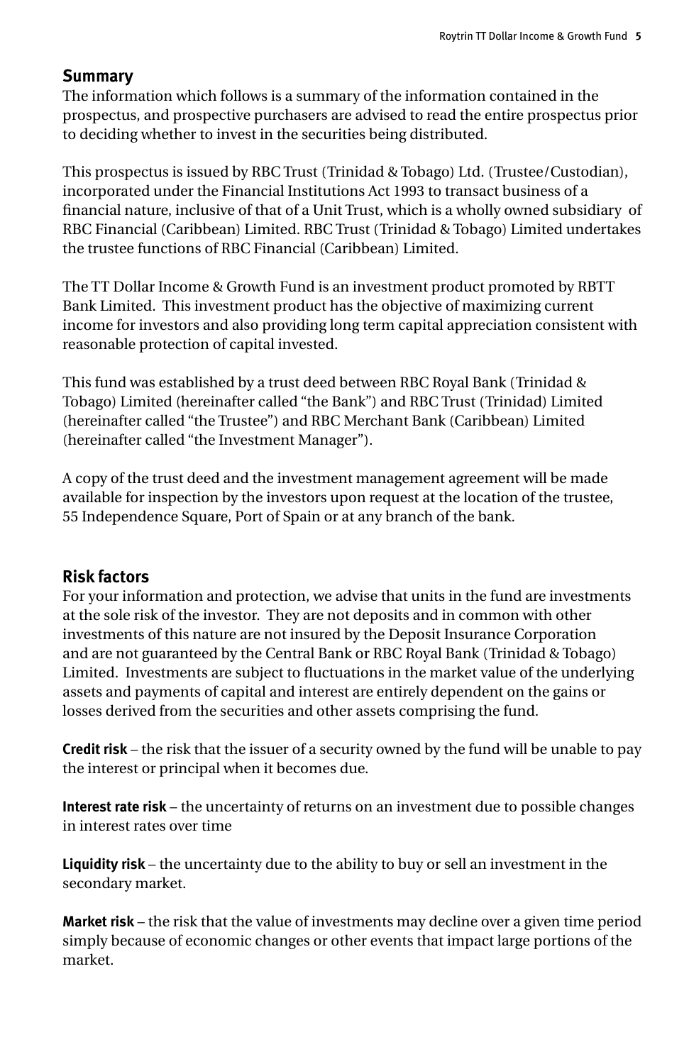## Summary

The information which follows is a summary of the information contained in the prospectus, and prospective purchasers are advised to read the entire prospectus prior to deciding whether to invest in the securities being distributed.

This prospectus is issued by RBC Trust (Trinidad & Tobago) Ltd. (Trustee/Custodian), incorporated under the Financial Institutions Act 1993 to transact business of a financial nature, inclusive of that of a Unit Trust, which is a wholly owned subsidiary of RBC Financial (Caribbean) Limited. RBC Trust (Trinidad & Tobago) Limited undertakes the trustee functions of RBC Financial (Caribbean) Limited.

The TT Dollar Income & Growth Fund is an investment product promoted by RBTT Bank Limited. This investment product has the objective of maximizing current income for investors and also providing long term capital appreciation consistent with reasonable protection of capital invested.

This fund was established by a trust deed between RBC Royal Bank (Trinidad & Tobago) Limited (hereinafter called "the Bank") and RBC Trust (Trinidad) Limited (hereinafter called "the Trustee") and RBC Merchant Bank (Caribbean) Limited (hereinafter called "the Investment Manager").

A copy of the trust deed and the investment management agreement will be made available for inspection by the investors upon request at the location of the trustee, 55 Independence Square, Port of Spain or at any branch of the bank.

## Risk factors

For your information and protection, we advise that units in the fund are investments at the sole risk of the investor. They are not deposits and in common with other investments of this nature are not insured by the Deposit Insurance Corporation and are not guaranteed by the Central Bank or RBC Royal Bank (Trinidad & Tobago) Limited. Investments are subject to fluctuations in the market value of the underlying assets and payments of capital and interest are entirely dependent on the gains or losses derived from the securities and other assets comprising the fund.

**Credit risk** – the risk that the issuer of a security owned by the fund will be unable to pay the interest or principal when it becomes due.

**Interest rate risk** – the uncertainty of returns on an investment due to possible changes in interest rates over time

**Liquidity risk** – the uncertainty due to the ability to buy or sell an investment in the secondary market.

**Market risk** – the risk that the value of investments may decline over a given time period simply because of economic changes or other events that impact large portions of the market.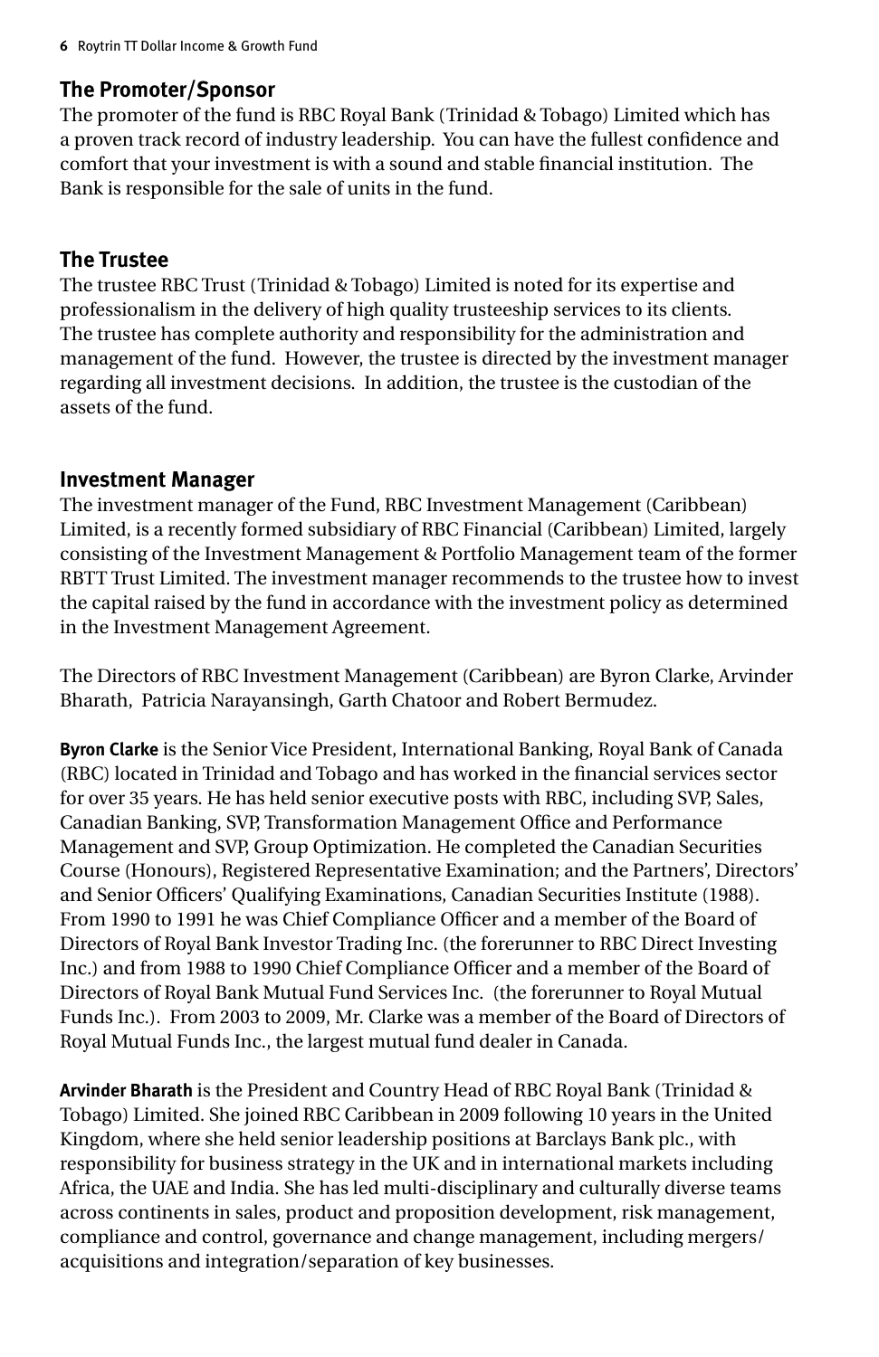## The Promoter/Sponsor

The promoter of the fund is RBC Royal Bank (Trinidad & Tobago) Limited which has a proven track record of industry leadership. You can have the fullest confidence and comfort that your investment is with a sound and stable financial institution. The Bank is responsible for the sale of units in the fund.

## The Trustee

The trustee RBC Trust (Trinidad & Tobago) Limited is noted for its expertise and professionalism in the delivery of high quality trusteeship services to its clients. The trustee has complete authority and responsibility for the administration and management of the fund. However, the trustee is directed by the investment manager regarding all investment decisions. In addition, the trustee is the custodian of the assets of the fund.

## Investment Manager

The investment manager of the Fund, RBC Investment Management (Caribbean) Limited, is a recently formed subsidiary of RBC Financial (Caribbean) Limited, largely consisting of the Investment Management & Portfolio Management team of the former RBTT Trust Limited. The investment manager recommends to the trustee how to invest the capital raised by the fund in accordance with the investment policy as determined in the Investment Management Agreement.

The Directors of RBC Investment Management (Caribbean) are Byron Clarke, Arvinder Bharath, Patricia Narayansingh, Garth Chatoor and Robert Bermudez.

**Byron Clarke** is the Senior Vice President, International Banking, Royal Bank of Canada (RBC) located in Trinidad and Tobago and has worked in the financial services sector for over 35 years. He has held senior executive posts with RBC, including SVP, Sales, Canadian Banking, SVP, Transformation Management Office and Performance Management and SVP, Group Optimization. He completed the Canadian Securities Course (Honours), Registered Representative Examination; and the Partners', Directors' and Senior Officers' Qualifying Examinations, Canadian Securities Institute (1988). From 1990 to 1991 he was Chief Compliance Officer and a member of the Board of Directors of Royal Bank Investor Trading Inc. (the forerunner to RBC Direct Investing Inc.) and from 1988 to 1990 Chief Compliance Officer and a member of the Board of Directors of Royal Bank Mutual Fund Services Inc. (the forerunner to Royal Mutual Funds Inc.). From 2003 to 2009, Mr. Clarke was a member of the Board of Directors of Royal Mutual Funds Inc., the largest mutual fund dealer in Canada.

**Arvinder Bharath** is the President and Country Head of RBC Royal Bank (Trinidad & Tobago) Limited. She joined RBC Caribbean in 2009 following 10 years in the United Kingdom, where she held senior leadership positions at Barclays Bank plc., with responsibility for business strategy in the UK and in international markets including Africa, the UAE and India. She has led multi-disciplinary and culturally diverse teams across continents in sales, product and proposition development, risk management, compliance and control, governance and change management, including mergers/acquisitions and integration/separation of key businesses.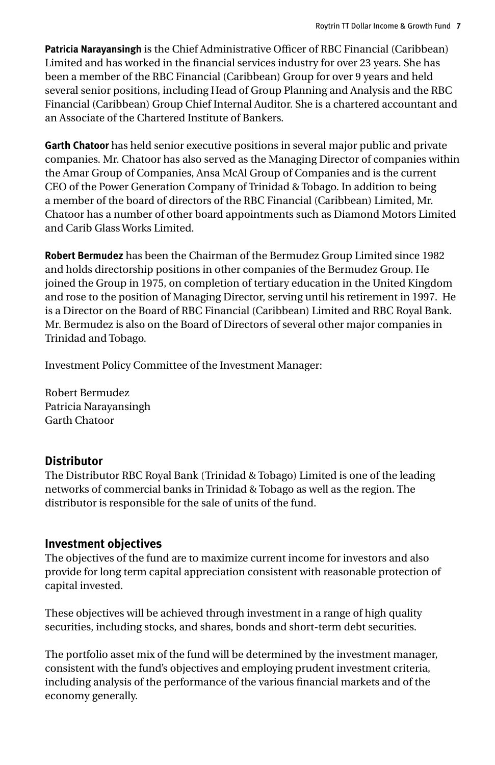**Patricia Narayansingh** is the Chief Administrative Officer of RBC Financial (Caribbean) Limited and has worked in the financial services industry for over 23 years. She has been a member of the RBC Financial (Caribbean) Group for over 9 years and held several senior positions, including Head of Group Planning and Analysis and the RBC Financial (Caribbean) Group Chief Internal Auditor. She is a chartered accountant and an Associate of the Chartered Institute of Bankers.

**Garth Chatoor** has held senior executive positions in several major public and private companies. Mr. Chatoor has also served as the Managing Director of companies within the Amar Group of Companies, Ansa McAl Group of Companies and is the current CEO of the Power Generation Company of Trinidad & Tobago. In addition to being a member of the board of directors of the RBC Financial (Caribbean) Limited, Mr. Chatoor has a number of other board appointments such as Diamond Motors Limited and Carib Glass Works Limited.

**Robert Bermudez** has been the Chairman of the Bermudez Group Limited since 1982 and holds directorship positions in other companies of the Bermudez Group. He joined the Group in 1975, on completion of tertiary education in the United Kingdom and rose to the position of Managing Director, serving until his retirement in 1997. He is a Director on the Board of RBC Financial (Caribbean) Limited and RBC Royal Bank. Mr. Bermudez is also on the Board of Directors of several other major companies in Trinidad and Tobago.

Investment Policy Committee of the Investment Manager:

Robert Bermudez
Patricia Narayansingh
Garth Chatoor

## Distributor

The Distributor RBC Royal Bank (Trinidad & Tobago) Limited is one of the leading networks of commercial banks in Trinidad & Tobago as well as the region. The distributor is responsible for the sale of units of the fund.

## Investment objectives

The objectives of the fund are to maximize current income for investors and also provide for long term capital appreciation consistent with reasonable protection of capital invested.

These objectives will be achieved through investment in a range of high quality securities, including stocks, and shares, bonds and short-term debt securities.

The portfolio asset mix of the fund will be determined by the investment manager, consistent with the fund's objectives and employing prudent investment criteria, including analysis of the performance of the various financial markets and of the economy generally.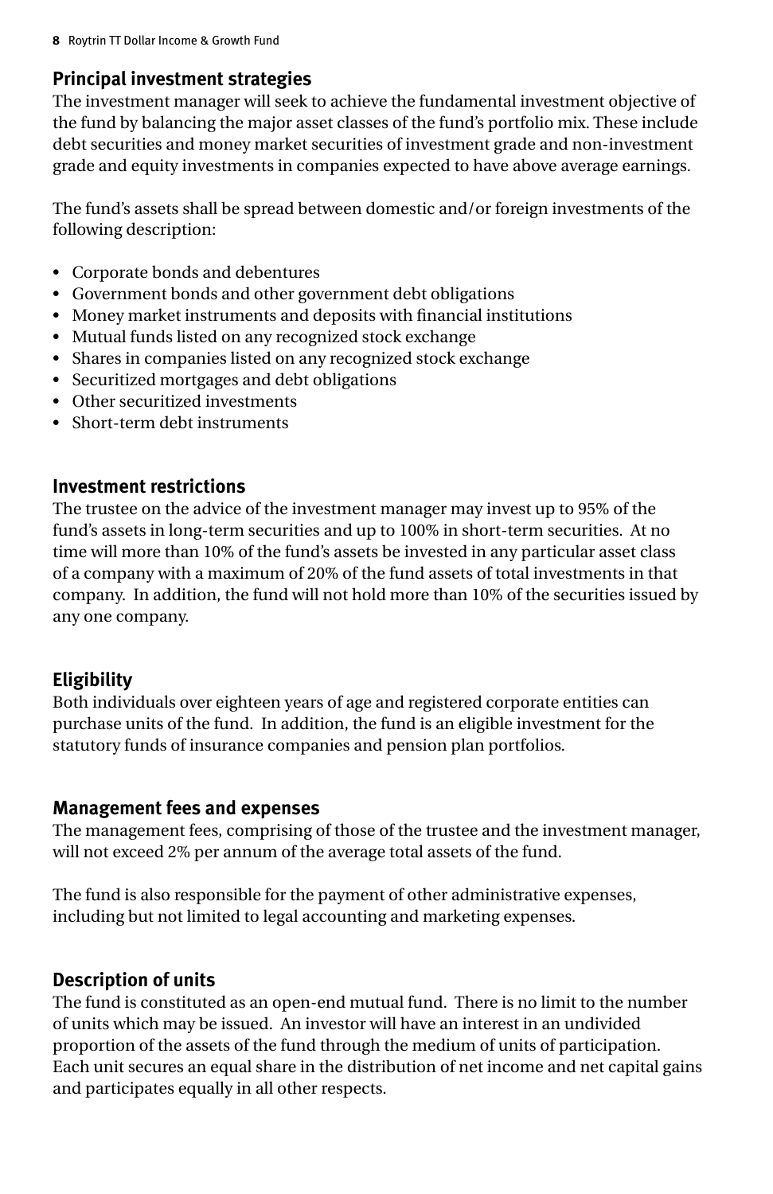## Principal investment strategies

The investment manager will seek to achieve the fundamental investment objective of the fund by balancing the major asset classes of the fund's portfolio mix. These include debt securities and money market securities of investment grade and non-investment grade and equity investments in companies expected to have above average earnings.

The fund's assets shall be spread between domestic and/or foreign investments of the following description:

- Corporate bonds and debentures
- Government bonds and other government debt obligations
- Money market instruments and deposits with financial institutions
- Mutual funds listed on any recognized stock exchange
- Shares in companies listed on any recognized stock exchange
- Securitized mortgages and debt obligations
- Other securitized investments
- Short-term debt instruments

## Investment restrictions

The trustee on the advice of the investment manager may invest up to 95% of the fund's assets in long-term securities and up to 100% in short-term securities. At no time will more than 10% of the fund's assets be invested in any particular asset class of a company with a maximum of 20% of the fund assets of total investments in that company. In addition, the fund will not hold more than 10% of the securities issued by any one company.

## Eligibility

Both individuals over eighteen years of age and registered corporate entities can purchase units of the fund. In addition, the fund is an eligible investment for the statutory funds of insurance companies and pension plan portfolios.

## Management fees and expenses

The management fees, comprising of those of the trustee and the investment manager, will not exceed 2% per annum of the average total assets of the fund.

The fund is also responsible for the payment of other administrative expenses, including but not limited to legal accounting and marketing expenses.

## Description of units

The fund is constituted as an open-end mutual fund. There is no limit to the number of units which may be issued. An investor will have an interest in an undivided proportion of the assets of the fund through the medium of units of participation. Each unit secures an equal share in the distribution of net income and net capital gains and participates equally in all other respects.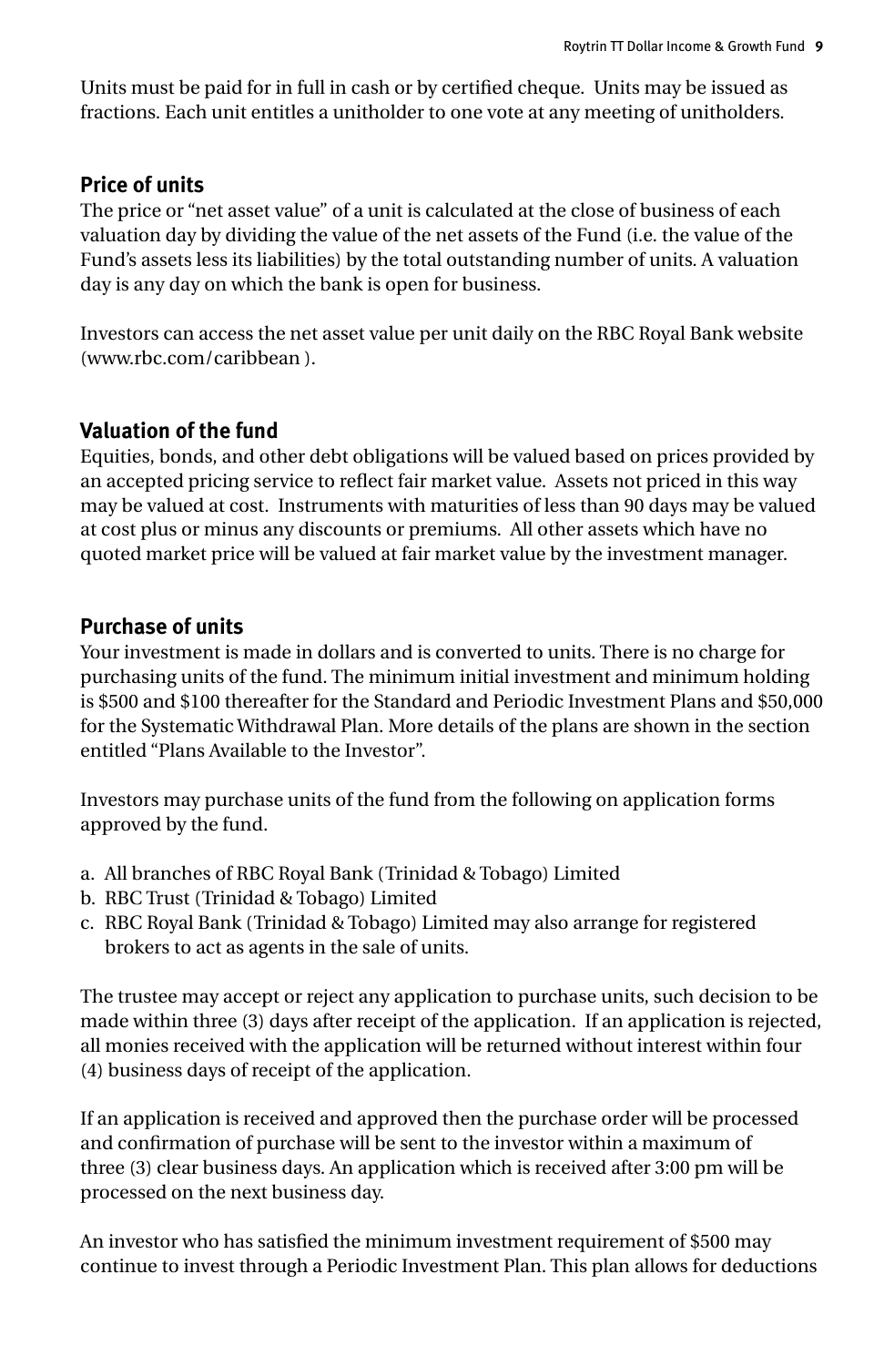Units must be paid for in full in cash or by certified cheque. Units may be issued as fractions. Each unit entitles a unitholder to one vote at any meeting of unitholders.

## Price of units

The price or "net asset value" of a unit is calculated at the close of business of each valuation day by dividing the value of the net assets of the Fund (i.e. the value of the Fund's assets less its liabilities) by the total outstanding number of units. A valuation day is any day on which the bank is open for business.

Investors can access the net asset value per unit daily on the RBC Royal Bank website (www.rbc.com/caribbean ).

## Valuation of the fund

Equities, bonds, and other debt obligations will be valued based on prices provided by an accepted pricing service to reflect fair market value. Assets not priced in this way may be valued at cost. Instruments with maturities of less than 90 days may be valued at cost plus or minus any discounts or premiums. All other assets which have no quoted market price will be valued at fair market value by the investment manager.

## Purchase of units

Your investment is made in dollars and is converted to units. There is no charge for purchasing units of the fund. The minimum initial investment and minimum holding is $500 and $100 thereafter for the Standard and Periodic Investment Plans and $50,000 for the Systematic Withdrawal Plan. More details of the plans are shown in the section entitled "Plans Available to the Investor".

Investors may purchase units of the fund from the following on application forms approved by the fund.

a. All branches of RBC Royal Bank (Trinidad & Tobago) Limited
b. RBC Trust (Trinidad & Tobago) Limited
c. RBC Royal Bank (Trinidad & Tobago) Limited may also arrange for registered brokers to act as agents in the sale of units.

The trustee may accept or reject any application to purchase units, such decision to be made within three (3) days after receipt of the application. If an application is rejected, all monies received with the application will be returned without interest within four (4) business days of receipt of the application.

If an application is received and approved then the purchase order will be processed and confirmation of purchase will be sent to the investor within a maximum of three (3) clear business days. An application which is received after 3:00 pm will be processed on the next business day.

An investor who has satisfied the minimum investment requirement of $500 may continue to invest through a Periodic Investment Plan. This plan allows for deductions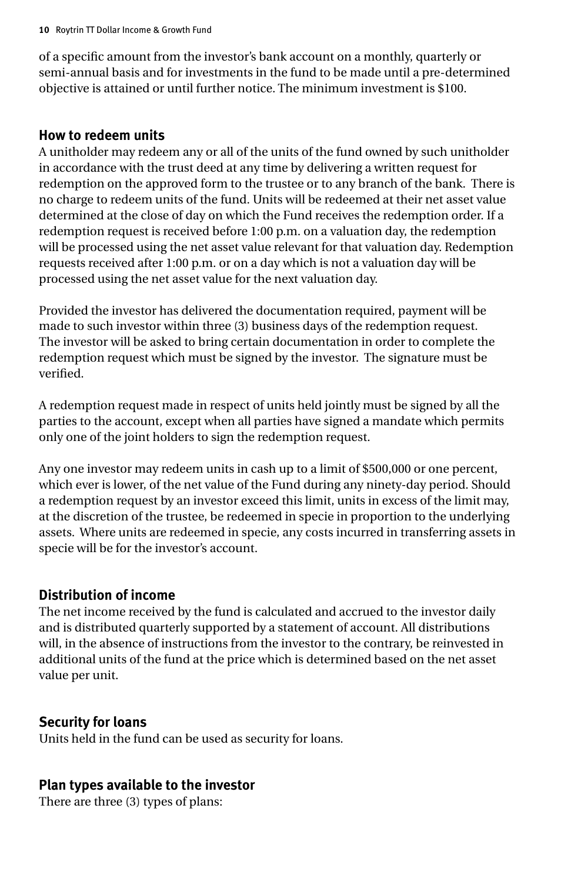of a specific amount from the investor's bank account on a monthly, quarterly or semi-annual basis and for investments in the fund to be made until a pre-determined objective is attained or until further notice. The minimum investment is $100.

## How to redeem units

A unitholder may redeem any or all of the units of the fund owned by such unitholder in accordance with the trust deed at any time by delivering a written request for redemption on the approved form to the trustee or to any branch of the bank. There is no charge to redeem units of the fund. Units will be redeemed at their net asset value determined at the close of day on which the Fund receives the redemption order. If a redemption request is received before 1:00 p.m. on a valuation day, the redemption will be processed using the net asset value relevant for that valuation day. Redemption requests received after 1:00 p.m. or on a day which is not a valuation day will be processed using the net asset value for the next valuation day.

Provided the investor has delivered the documentation required, payment will be made to such investor within three (3) business days of the redemption request. The investor will be asked to bring certain documentation in order to complete the redemption request which must be signed by the investor. The signature must be verified.

A redemption request made in respect of units held jointly must be signed by all the parties to the account, except when all parties have signed a mandate which permits only one of the joint holders to sign the redemption request.

Any one investor may redeem units in cash up to a limit of $500,000 or one percent, which ever is lower, of the net value of the Fund during any ninety-day period. Should a redemption request by an investor exceed this limit, units in excess of the limit may, at the discretion of the trustee, be redeemed in specie in proportion to the underlying assets. Where units are redeemed in specie, any costs incurred in transferring assets in specie will be for the investor's account.

## Distribution of income

The net income received by the fund is calculated and accrued to the investor daily and is distributed quarterly supported by a statement of account. All distributions will, in the absence of instructions from the investor to the contrary, be reinvested in additional units of the fund at the price which is determined based on the net asset value per unit.

## Security for loans

Units held in the fund can be used as security for loans.

## Plan types available to the investor

There are three (3) types of plans: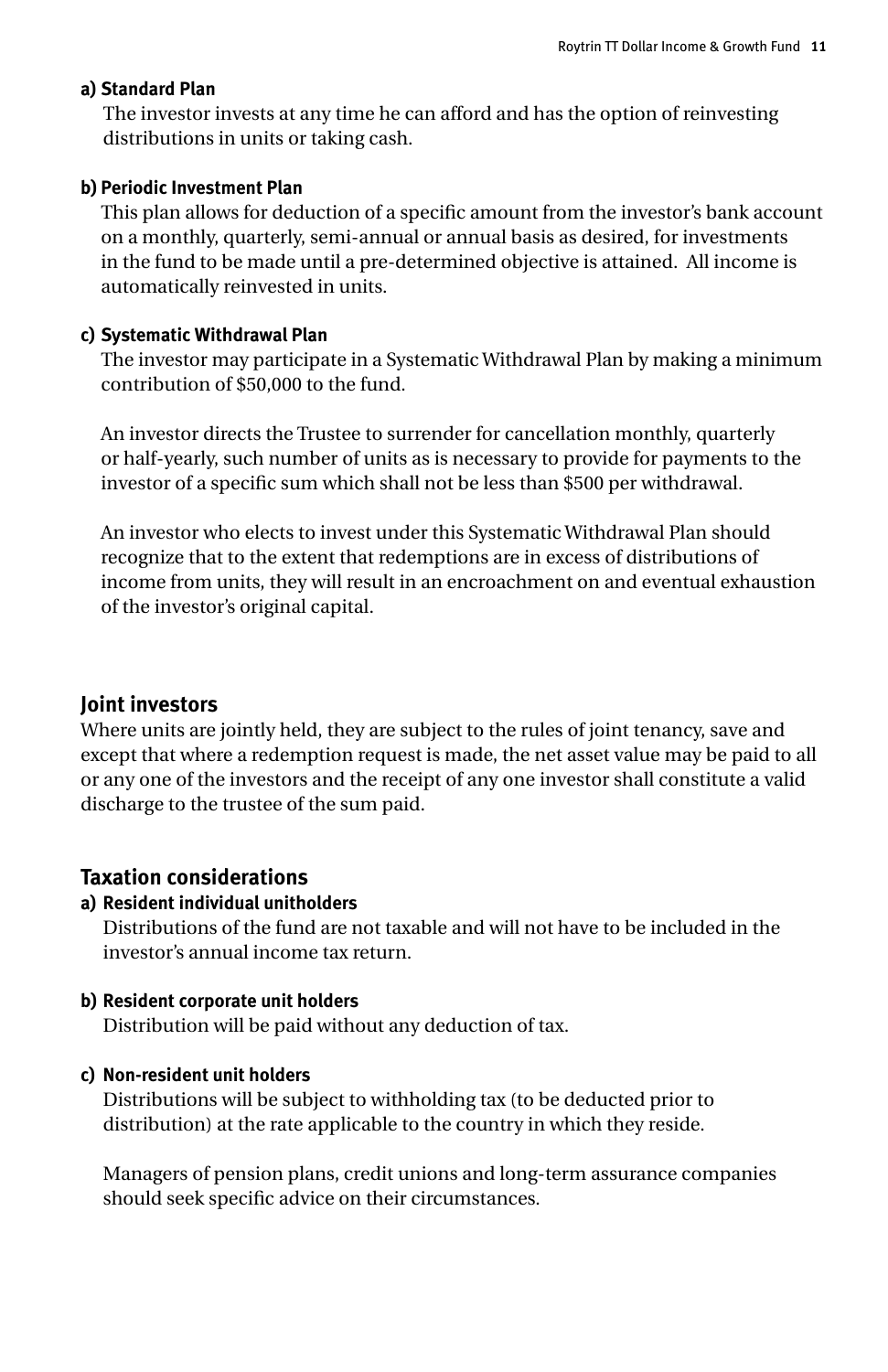#### a) Standard Plan

The investor invests at any time he can afford and has the option of reinvesting distributions in units or taking cash.

#### b) Periodic Investment Plan

This plan allows for deduction of a specific amount from the investor's bank account on a monthly, quarterly, semi-annual or annual basis as desired, for investments in the fund to be made until a pre-determined objective is attained. All income is automatically reinvested in units.

#### c) Systematic Withdrawal Plan

The investor may participate in a Systematic Withdrawal Plan by making a minimum contribution of $50,000 to the fund.

An investor directs the Trustee to surrender for cancellation monthly, quarterly or half-yearly, such number of units as is necessary to provide for payments to the investor of a specific sum which shall not be less than $500 per withdrawal.

An investor who elects to invest under this Systematic Withdrawal Plan should recognize that to the extent that redemptions are in excess of distributions of income from units, they will result in an encroachment on and eventual exhaustion of the investor's original capital.

## Joint investors

Where units are jointly held, they are subject to the rules of joint tenancy, save and except that where a redemption request is made, the net asset value may be paid to all or any one of the investors and the receipt of any one investor shall constitute a valid discharge to the trustee of the sum paid.

## Taxation considerations

#### a) Resident individual unitholders

Distributions of the fund are not taxable and will not have to be included in the investor's annual income tax return.

#### b) Resident corporate unit holders

Distribution will be paid without any deduction of tax.

#### c) Non-resident unit holders

Distributions will be subject to withholding tax (to be deducted prior to distribution) at the rate applicable to the country in which they reside.

Managers of pension plans, credit unions and long-term assurance companies should seek specific advice on their circumstances.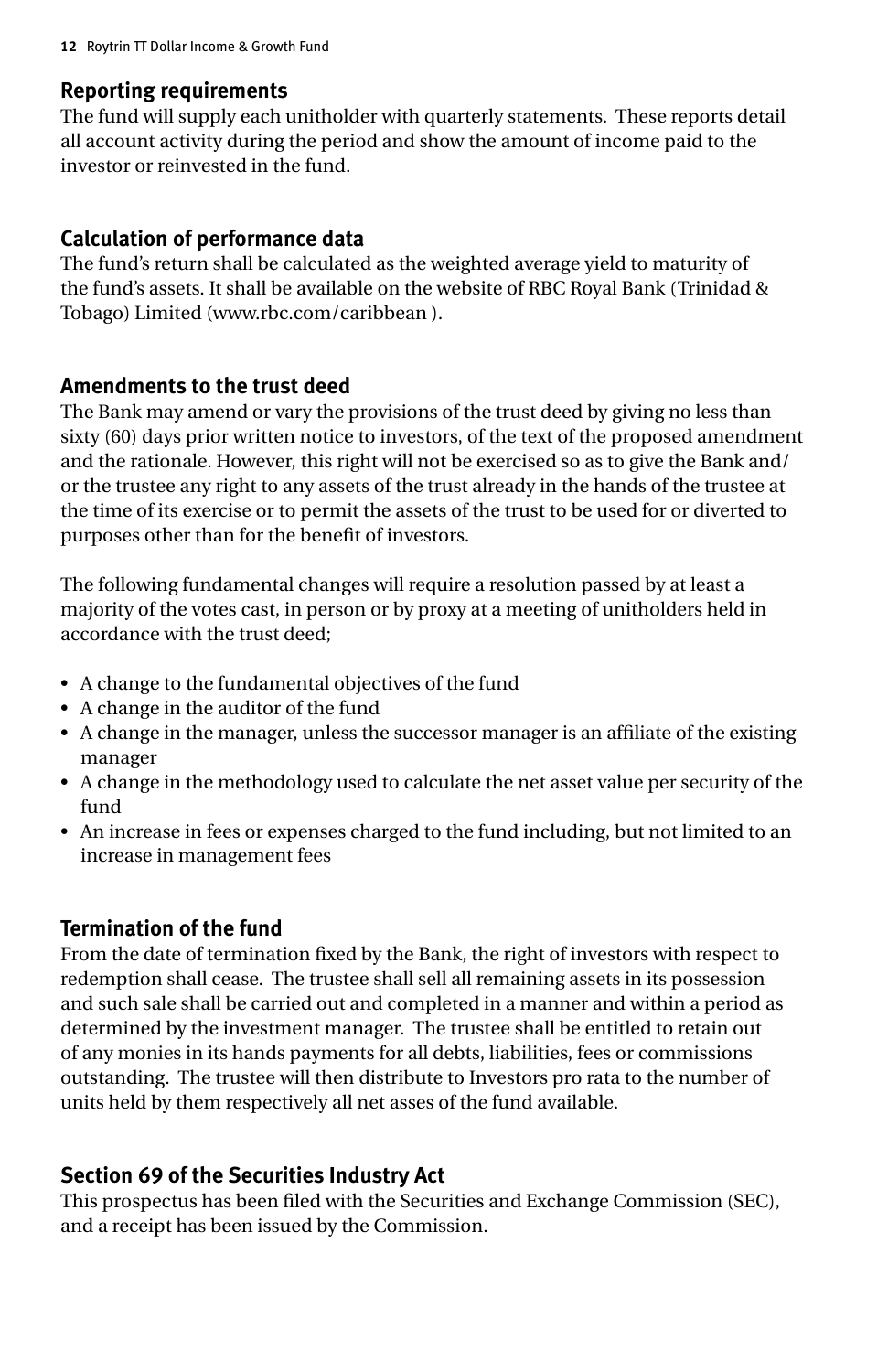## Reporting requirements

The fund will supply each unitholder with quarterly statements. These reports detail all account activity during the period and show the amount of income paid to the investor or reinvested in the fund.

## Calculation of performance data

The fund's return shall be calculated as the weighted average yield to maturity of the fund's assets. It shall be available on the website of RBC Royal Bank (Trinidad & Tobago) Limited (www.rbc.com/caribbean ).

## Amendments to the trust deed

The Bank may amend or vary the provisions of the trust deed by giving no less than sixty (60) days prior written notice to investors, of the text of the proposed amendment and the rationale. However, this right will not be exercised so as to give the Bank and/or the trustee any right to any assets of the trust already in the hands of the trustee at the time of its exercise or to permit the assets of the trust to be used for or diverted to purposes other than for the benefit of investors.

The following fundamental changes will require a resolution passed by at least a majority of the votes cast, in person or by proxy at a meeting of unitholders held in accordance with the trust deed;

- A change to the fundamental objectives of the fund
- A change in the auditor of the fund
- A change in the manager, unless the successor manager is an affiliate of the existing manager
- A change in the methodology used to calculate the net asset value per security of the fund
- An increase in fees or expenses charged to the fund including, but not limited to an increase in management fees

## Termination of the fund

From the date of termination fixed by the Bank, the right of investors with respect to redemption shall cease. The trustee shall sell all remaining assets in its possession and such sale shall be carried out and completed in a manner and within a period as determined by the investment manager. The trustee shall be entitled to retain out of any monies in its hands payments for all debts, liabilities, fees or commissions outstanding. The trustee will then distribute to Investors pro rata to the number of units held by them respectively all net asses of the fund available.

## Section 69 of the Securities Industry Act

This prospectus has been filed with the Securities and Exchange Commission (SEC), and a receipt has been issued by the Commission.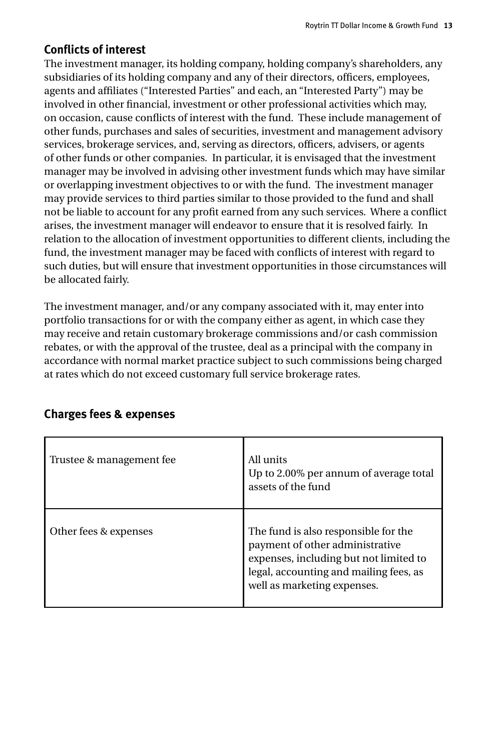## Conflicts of interest

The investment manager, its holding company, holding company's shareholders, any subsidiaries of its holding company and any of their directors, officers, employees, agents and affiliates ("Interested Parties" and each, an "Interested Party") may be involved in other financial, investment or other professional activities which may, on occasion, cause conflicts of interest with the fund. These include management of other funds, purchases and sales of securities, investment and management advisory services, brokerage services, and, serving as directors, officers, advisers, or agents of other funds or other companies. In particular, it is envisaged that the investment manager may be involved in advising other investment funds which may have similar or overlapping investment objectives to or with the fund. The investment manager may provide services to third parties similar to those provided to the fund and shall not be liable to account for any profit earned from any such services. Where a conflict arises, the investment manager will endeavor to ensure that it is resolved fairly. In relation to the allocation of investment opportunities to different clients, including the fund, the investment manager may be faced with conflicts of interest with regard to such duties, but will ensure that investment opportunities in those circumstances will be allocated fairly.

The investment manager, and/or any company associated with it, may enter into portfolio transactions for or with the company either as agent, in which case they may receive and retain customary brokerage commissions and/or cash commission rebates, or with the approval of the trustee, deal as a principal with the company in accordance with normal market practice subject to such commissions being charged at rates which do not exceed customary full service brokerage rates.

## Charges fees & expenses

| | |
|---|---|
| Trustee & management fee | All units<br>Up to 2.00% per annum of average total assets of the fund |
| Other fees & expenses | The fund is also responsible for the payment of other administrative expenses, including but not limited to legal, accounting and mailing fees, as well as marketing expenses. |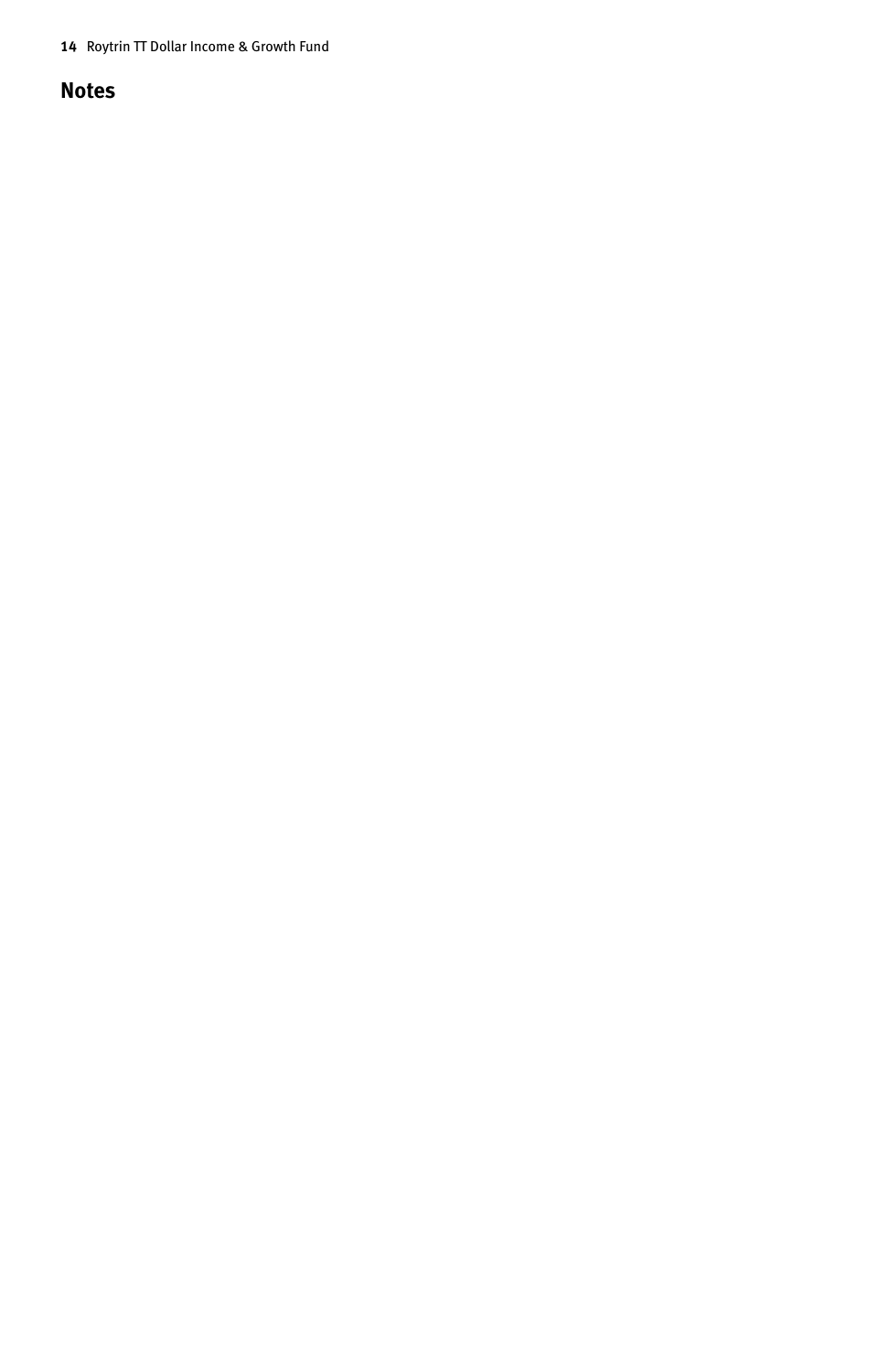## Notes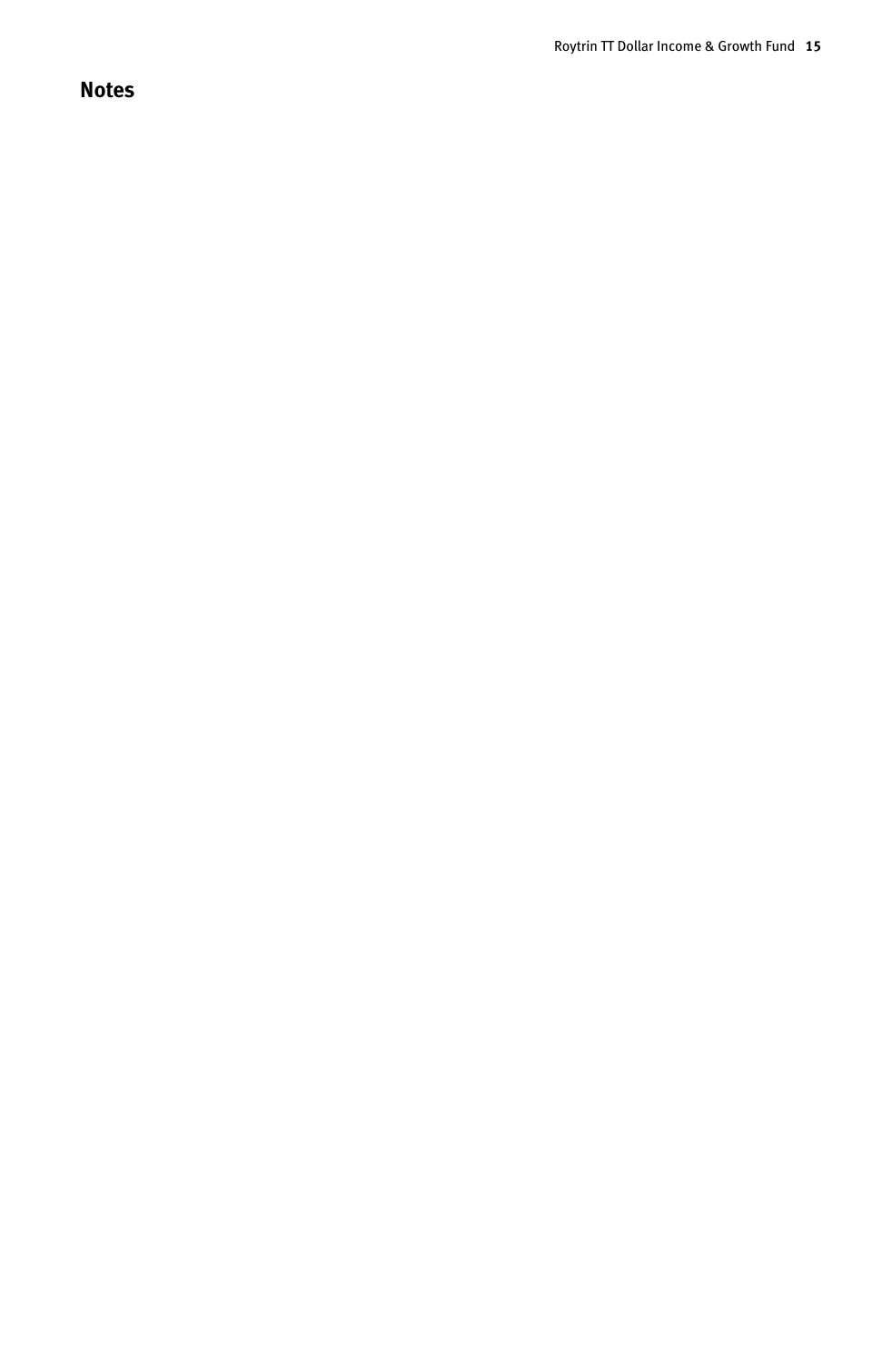# Notes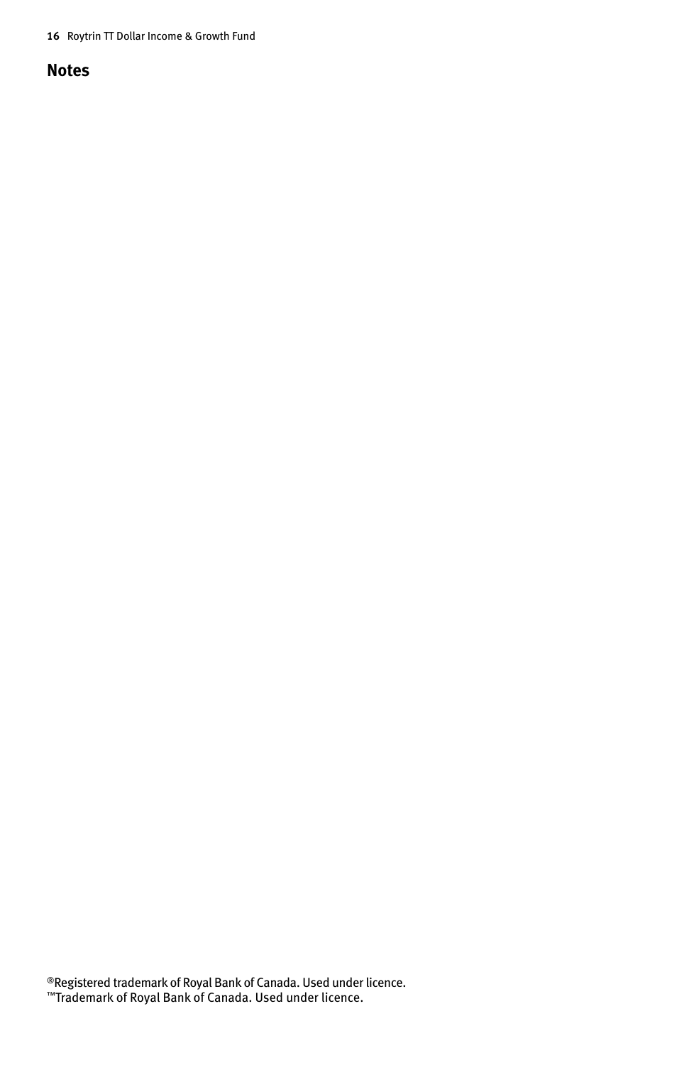## Notes

®Registered trademark of Royal Bank of Canada. Used under licence.
™Trademark of Royal Bank of Canada. Used under licence.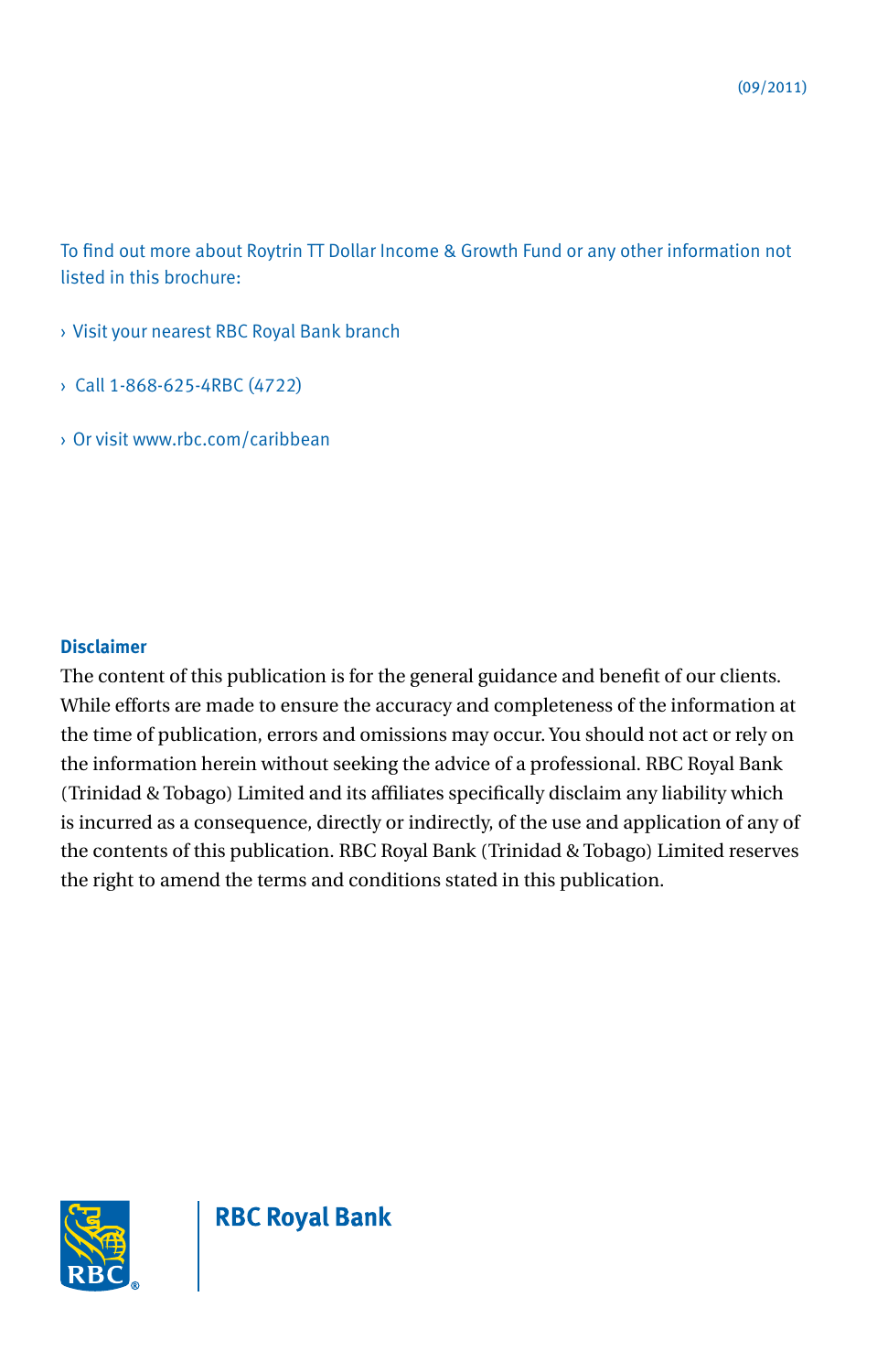(09/2011)

To find out more about Roytrin TT Dollar Income & Growth Fund or any other information not listed in this brochure:

› Visit your nearest RBC Royal Bank branch

› Call 1-868-625-4RBC (4722)

› Or visit www.rbc.com/caribbean

**Disclaimer**

The content of this publication is for the general guidance and benefit of our clients. While efforts are made to ensure the accuracy and completeness of the information at the time of publication, errors and omissions may occur. You should not act or rely on the information herein without seeking the advice of a professional. RBC Royal Bank (Trinidad & Tobago) Limited and its affiliates specifically disclaim any liability which is incurred as a consequence, directly or indirectly, of the use and application of any of the contents of this publication. RBC Royal Bank (Trinidad & Tobago) Limited reserves the right to amend the terms and conditions stated in this publication.

RBC

**RBC Royal Bank**